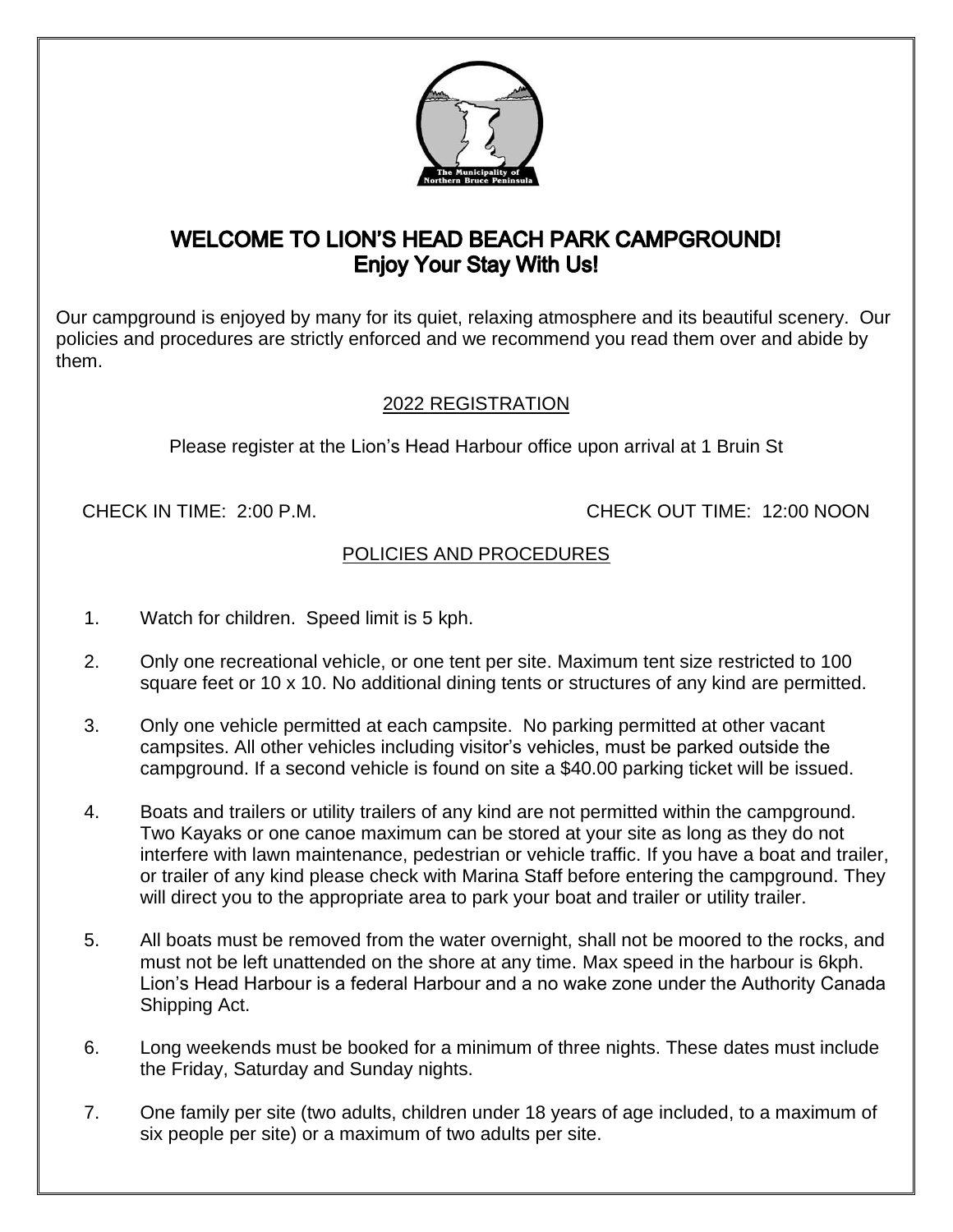The Municipality of Northern Bruce Peninsula

# WELCOME TO LION'S HEAD BEACH PARK CAMPGROUND!
## Enjoy Your Stay With Us!

Our campground is enjoyed by many for its quiet, relaxing atmosphere and its beautiful scenery. Our policies and procedures are strictly enforced and we recommend you read them over and abide by them.

### 2022 REGISTRATION

Please register at the Lion's Head Harbour office upon arrival at 1 Bruin St

CHECK IN TIME: 2:00 P.M. CHECK OUT TIME: 12:00 NOON

### POLICIES AND PROCEDURES

1. Watch for children. Speed limit is 5 kph.

2. Only one recreational vehicle, or one tent per site. Maximum tent size restricted to 100 square feet or 10 x 10. No additional dining tents or structures of any kind are permitted.

3. Only one vehicle permitted at each campsite. No parking permitted at other vacant campsites. All other vehicles including visitor's vehicles, must be parked outside the campground. If a second vehicle is found on site a $40.00 parking ticket will be issued.

4. Boats and trailers or utility trailers of any kind are not permitted within the campground. Two Kayaks or one canoe maximum can be stored at your site as long as they do not interfere with lawn maintenance, pedestrian or vehicle traffic. If you have a boat and trailer, or trailer of any kind please check with Marina Staff before entering the campground. They will direct you to the appropriate area to park your boat and trailer or utility trailer.

5. All boats must be removed from the water overnight, shall not be moored to the rocks, and must not be left unattended on the shore at any time. Max speed in the harbour is 6kph. Lion's Head Harbour is a federal Harbour and a no wake zone under the Authority Canada Shipping Act.

6. Long weekends must be booked for a minimum of three nights. These dates must include the Friday, Saturday and Sunday nights.

7. One family per site (two adults, children under 18 years of age included, to a maximum of six people per site) or a maximum of two adults per site.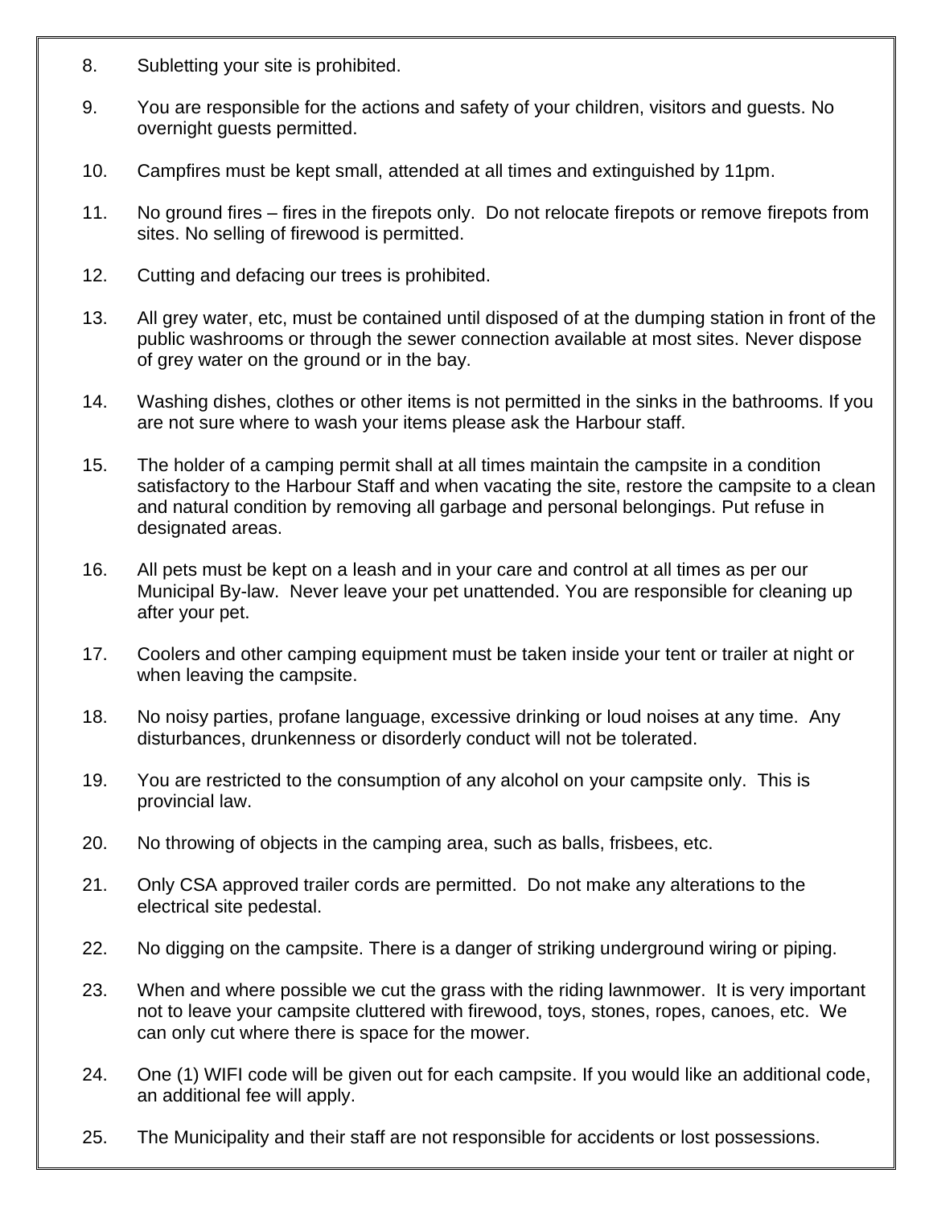8. Subletting your site is prohibited.

9. You are responsible for the actions and safety of your children, visitors and guests. No overnight guests permitted.

10. Campfires must be kept small, attended at all times and extinguished by 11pm.

11. No ground fires – fires in the firepots only. Do not relocate firepots or remove firepots from sites. No selling of firewood is permitted.

12. Cutting and defacing our trees is prohibited.

13. All grey water, etc, must be contained until disposed of at the dumping station in front of the public washrooms or through the sewer connection available at most sites. Never dispose of grey water on the ground or in the bay.

14. Washing dishes, clothes or other items is not permitted in the sinks in the bathrooms. If you are not sure where to wash your items please ask the Harbour staff.

15. The holder of a camping permit shall at all times maintain the campsite in a condition satisfactory to the Harbour Staff and when vacating the site, restore the campsite to a clean and natural condition by removing all garbage and personal belongings. Put refuse in designated areas.

16. All pets must be kept on a leash and in your care and control at all times as per our Municipal By-law. Never leave your pet unattended. You are responsible for cleaning up after your pet.

17. Coolers and other camping equipment must be taken inside your tent or trailer at night or when leaving the campsite.

18. No noisy parties, profane language, excessive drinking or loud noises at any time. Any disturbances, drunkenness or disorderly conduct will not be tolerated.

19. You are restricted to the consumption of any alcohol on your campsite only. This is provincial law.

20. No throwing of objects in the camping area, such as balls, frisbees, etc.

21. Only CSA approved trailer cords are permitted. Do not make any alterations to the electrical site pedestal.

22. No digging on the campsite. There is a danger of striking underground wiring or piping.

23. When and where possible we cut the grass with the riding lawnmower. It is very important not to leave your campsite cluttered with firewood, toys, stones, ropes, canoes, etc. We can only cut where there is space for the mower.

24. One (1) WIFI code will be given out for each campsite. If you would like an additional code, an additional fee will apply.

25. The Municipality and their staff are not responsible for accidents or lost possessions.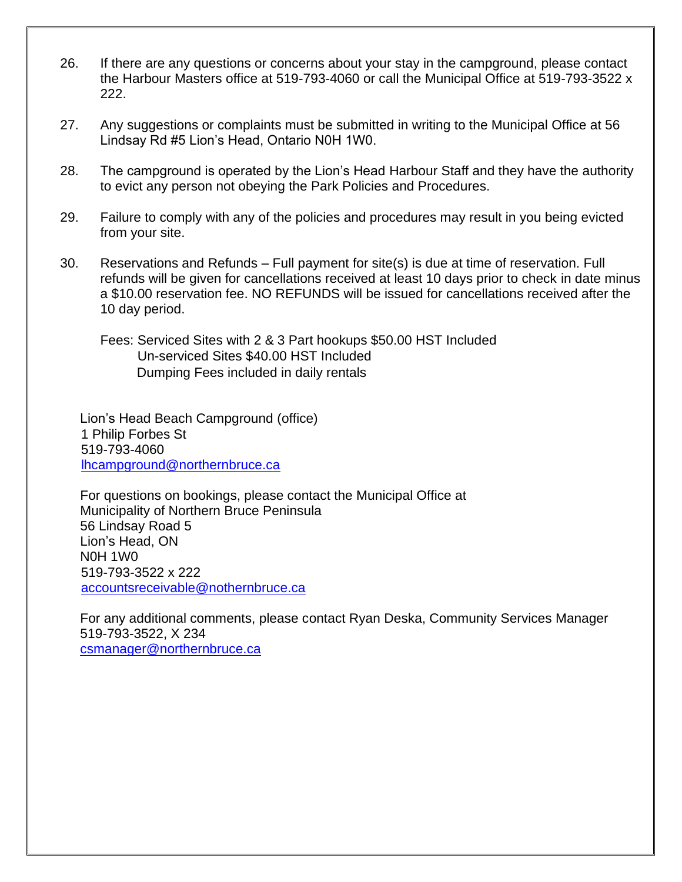26. If there are any questions or concerns about your stay in the campground, please contact the Harbour Masters office at 519-793-4060 or call the Municipal Office at 519-793-3522 x 222.

27. Any suggestions or complaints must be submitted in writing to the Municipal Office at 56 Lindsay Rd #5 Lion's Head, Ontario N0H 1W0.

28. The campground is operated by the Lion's Head Harbour Staff and they have the authority to evict any person not obeying the Park Policies and Procedures.

29. Failure to comply with any of the policies and procedures may result in you being evicted from your site.

30. Reservations and Refunds – Full payment for site(s) is due at time of reservation. Full refunds will be given for cancellations received at least 10 days prior to check in date minus a $10.00 reservation fee. NO REFUNDS will be issued for cancellations received after the 10 day period.

    Fees: Serviced Sites with 2 & 3 Part hookups $50.00 HST Included
    Un-serviced Sites $40.00 HST Included
    Dumping Fees included in daily rentals

Lion's Head Beach Campground (office)
1 Philip Forbes St
519-793-4060
lhcampground@northernbruce.ca

For questions on bookings, please contact the Municipal Office at
Municipality of Northern Bruce Peninsula
56 Lindsay Road 5
Lion's Head, ON
N0H 1W0
519-793-3522 x 222
accountsreceivable@nothernbruce.ca

For any additional comments, please contact Ryan Deska, Community Services Manager
519-793-3522, X 234
csmanager@northernbruce.ca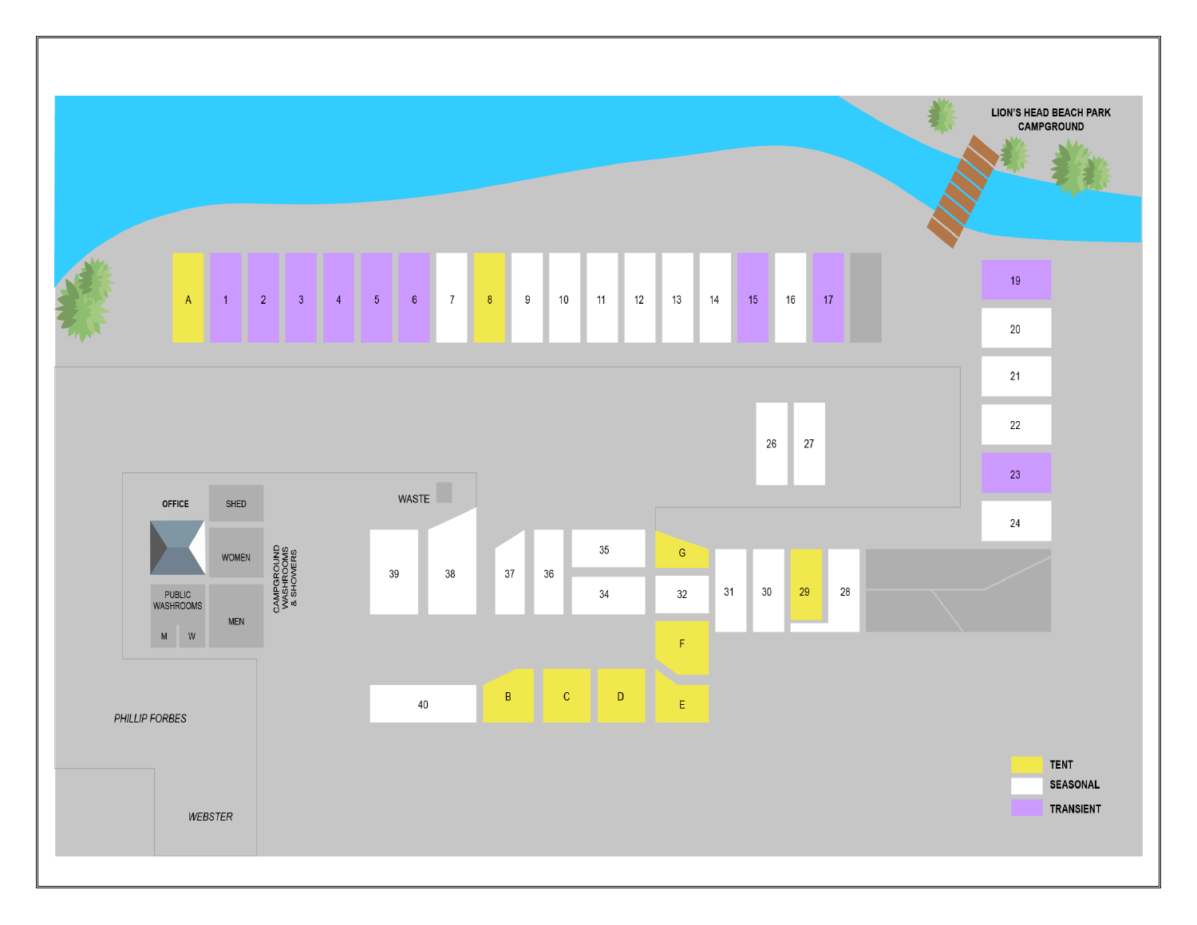LION'S HEAD BEACH PARK CAMPGROUND

A
1
2
3
4
5
6
7
8
9
10
11
12
13
14
15
16
17

19
20
21
22
23
24

26
27

OFFICE
SHED
WOMEN
PUBLIC WASHROOMS
M
W
MEN

CAMPGROUND WASHROOMS & SHOWERS

WASTE

39
38
37
36
35
34
G
32
31
30
29
28
F
40
B
C
D
E

*PHILLIP FORBES*

*WEBSTER*

TENT
SEASONAL
TRANSIENT